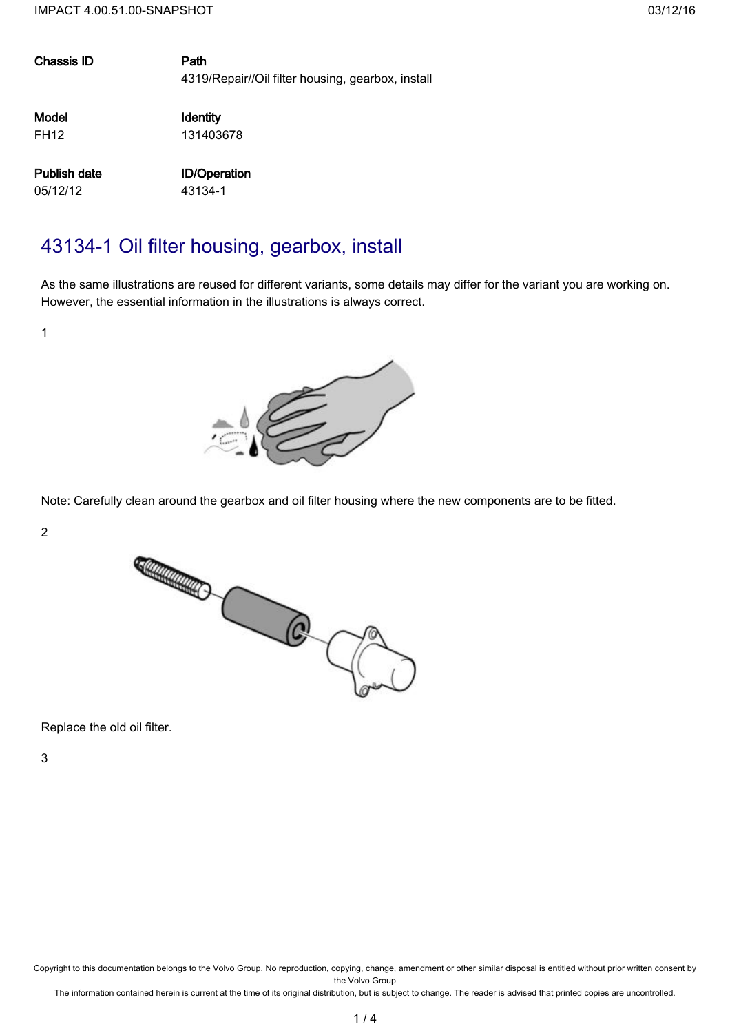| Chassis ID | Path |
| --- | --- |
| | 4319/Repair//Oil filter housing, gearbox, install |
| **Model** | **Identity** |
| FH12 | 131403678 |
| **Publish date** | **ID/Operation** |
| 05/12/12 | 43134-1 |

# 43134-1 Oil filter housing, gearbox, install

As the same illustrations are reused for different variants, some details may differ for the variant you are working on. However, the essential information in the illustrations is always correct.

1

Note: Carefully clean around the gearbox and oil filter housing where the new components are to be fitted.

2

Replace the old oil filter.

3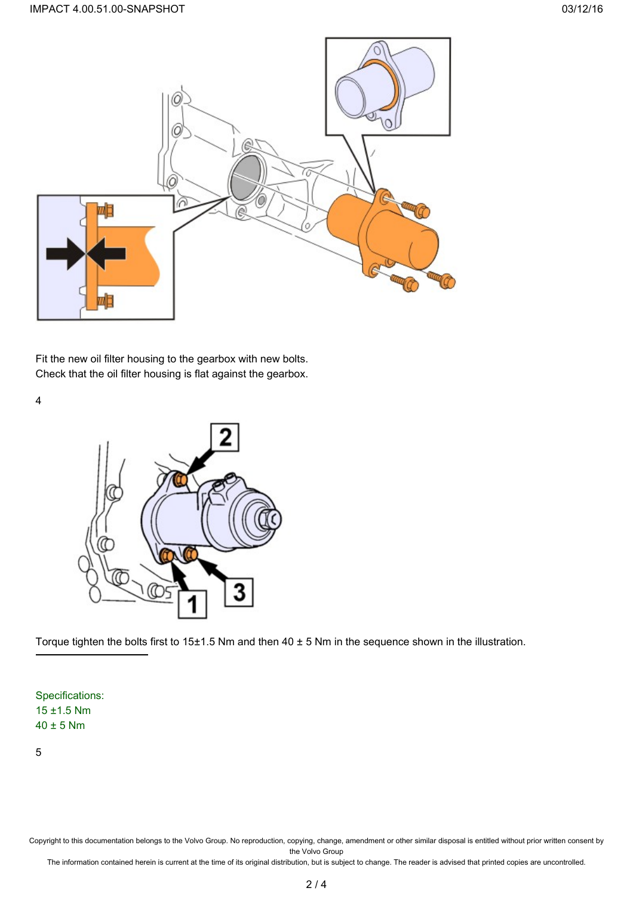Fit the new oil filter housing to the gearbox with new bolts.
Check that the oil filter housing is flat against the gearbox.

4

Torque tighten the bolts first to 15±1.5 Nm and then 40 ± 5 Nm in the sequence shown in the illustration.

Specifications:
15 ±1.5 Nm
40 ± 5 Nm

5

Copyright to this documentation belongs to the Volvo Group. No reproduction, copying, change, amendment or other similar disposal is entitled without prior written consent by the Volvo Group
The information contained herein is current at the time of its original distribution, but is subject to change. The reader is advised that printed copies are uncontrolled.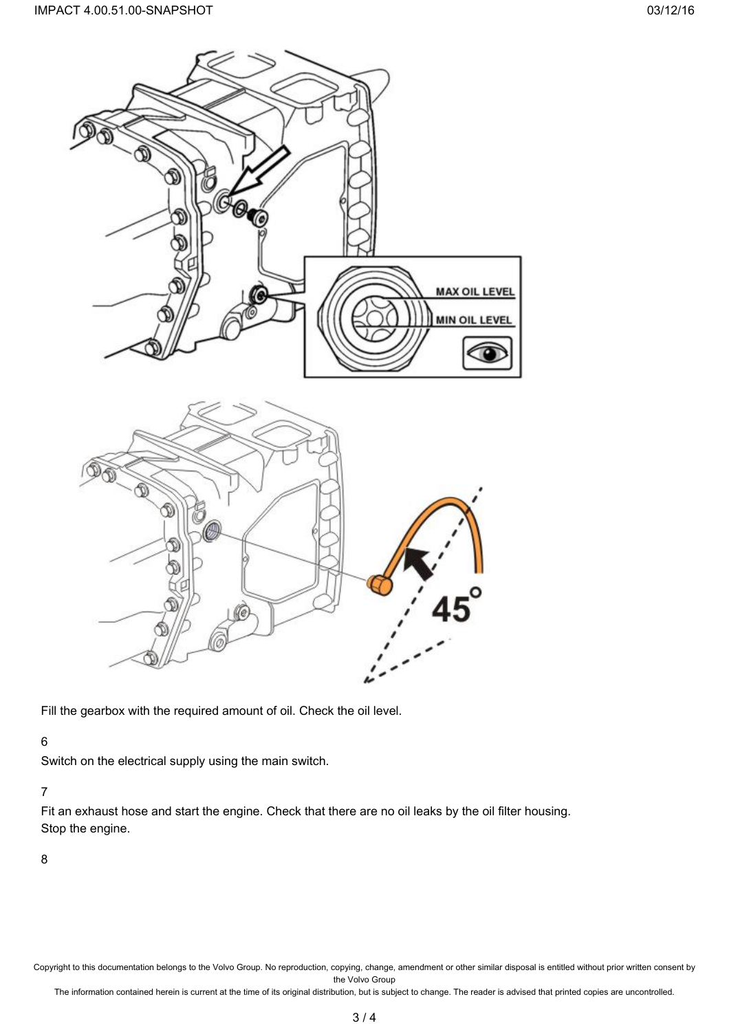Fill the gearbox with the required amount of oil. Check the oil level.

6

Switch on the electrical supply using the main switch.

7

Fit an exhaust hose and start the engine. Check that there are no oil leaks by the oil filter housing. Stop the engine.

8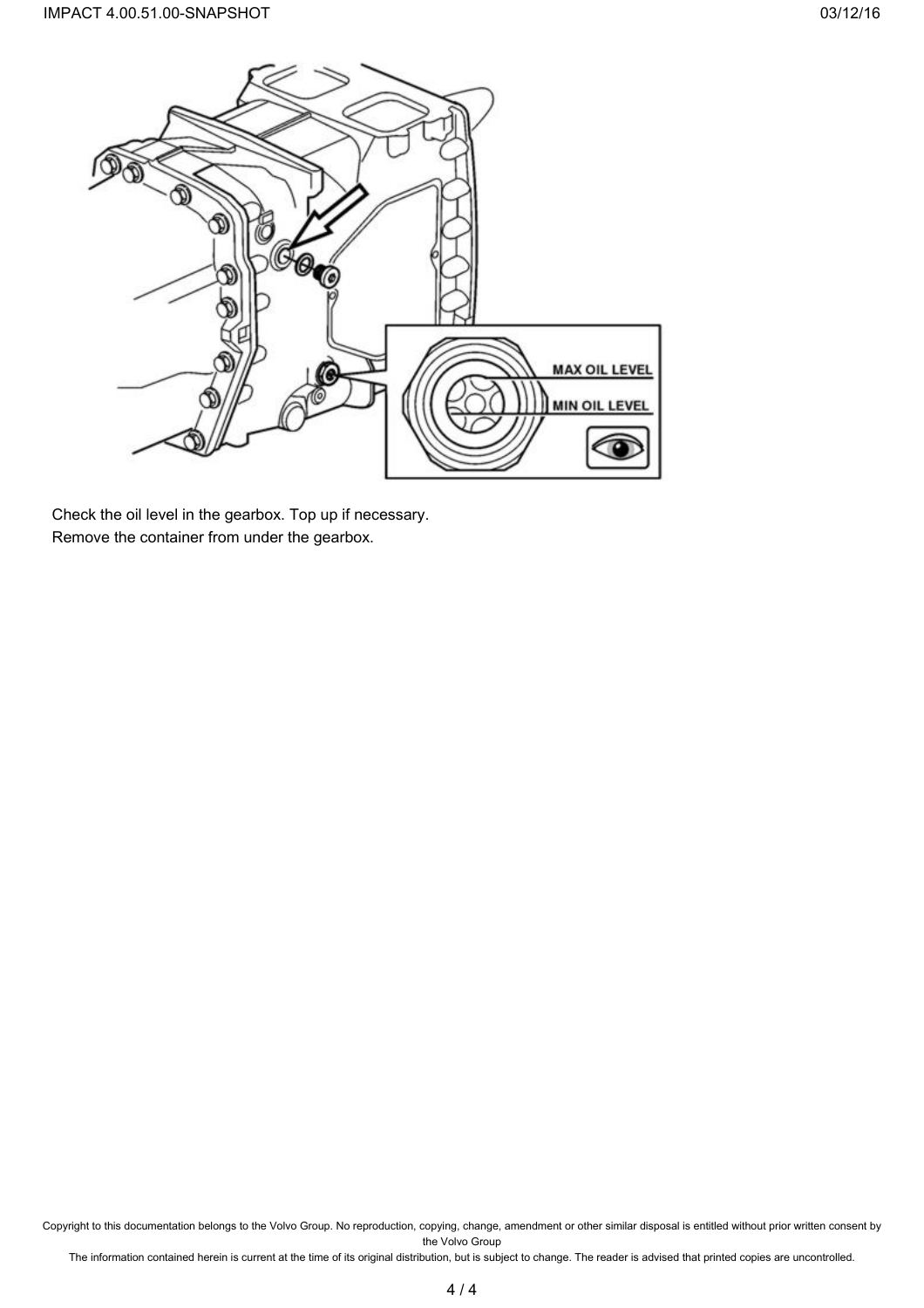MAX OIL LEVEL

MIN OIL LEVEL

Check the oil level in the gearbox. Top up if necessary.

Remove the container from under the gearbox.

Copyright to this documentation belongs to the Volvo Group. No reproduction, copying, change, amendment or other similar disposal is entitled without prior written consent by the Volvo Group

The information contained herein is current at the time of its original distribution, but is subject to change. The reader is advised that printed copies are uncontrolled.